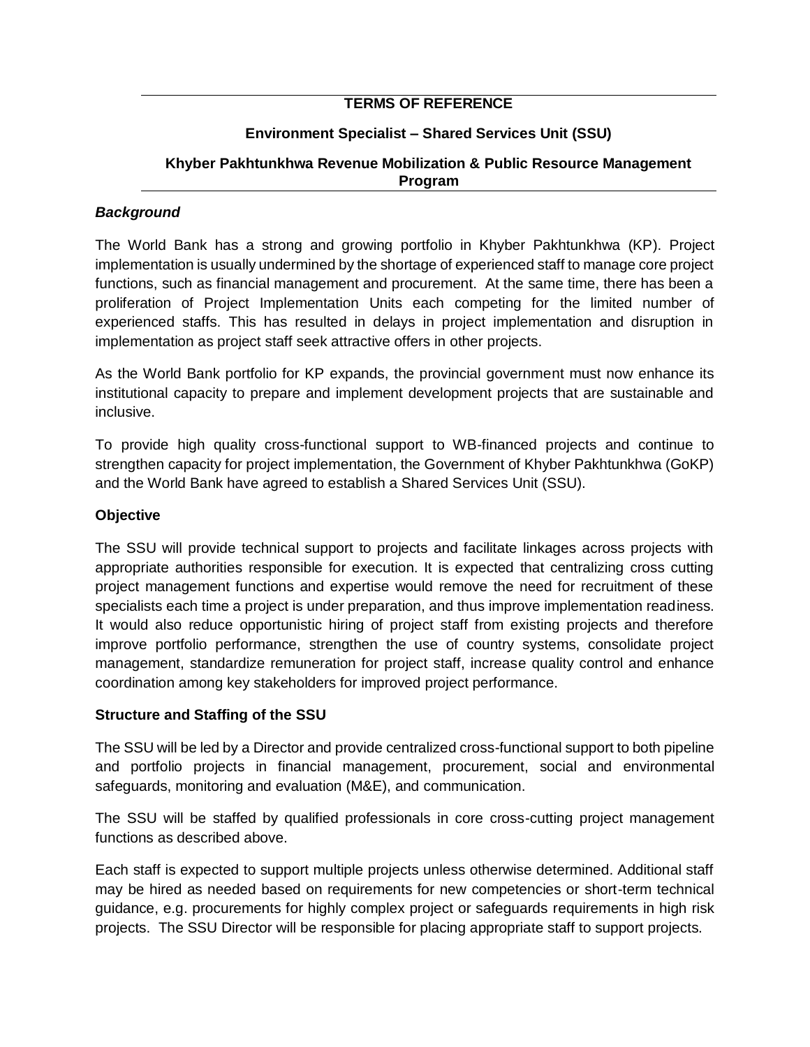**TERMS OF REFERENCE**

**Environment Specialist – Shared Services Unit (SSU)**

**Khyber Pakhtunkhwa Revenue Mobilization & Public Resource Management Program**

### *Background*

The World Bank has a strong and growing portfolio in Khyber Pakhtunkhwa (KP). Project implementation is usually undermined by the shortage of experienced staff to manage core project functions, such as financial management and procurement. At the same time, there has been a proliferation of Project Implementation Units each competing for the limited number of experienced staffs. This has resulted in delays in project implementation and disruption in implementation as project staff seek attractive offers in other projects.

As the World Bank portfolio for KP expands, the provincial government must now enhance its institutional capacity to prepare and implement development projects that are sustainable and inclusive.

To provide high quality cross-functional support to WB-financed projects and continue to strengthen capacity for project implementation, the Government of Khyber Pakhtunkhwa (GoKP) and the World Bank have agreed to establish a Shared Services Unit (SSU).

### **Objective**

The SSU will provide technical support to projects and facilitate linkages across projects with appropriate authorities responsible for execution. It is expected that centralizing cross cutting project management functions and expertise would remove the need for recruitment of these specialists each time a project is under preparation, and thus improve implementation readiness. It would also reduce opportunistic hiring of project staff from existing projects and therefore improve portfolio performance, strengthen the use of country systems, consolidate project management, standardize remuneration for project staff, increase quality control and enhance coordination among key stakeholders for improved project performance.

### **Structure and Staffing of the SSU**

The SSU will be led by a Director and provide centralized cross-functional support to both pipeline and portfolio projects in financial management, procurement, social and environmental safeguards, monitoring and evaluation (M&E), and communication.

The SSU will be staffed by qualified professionals in core cross-cutting project management functions as described above.

Each staff is expected to support multiple projects unless otherwise determined. Additional staff may be hired as needed based on requirements for new competencies or short-term technical guidance, e.g. procurements for highly complex project or safeguards requirements in high risk projects. The SSU Director will be responsible for placing appropriate staff to support projects.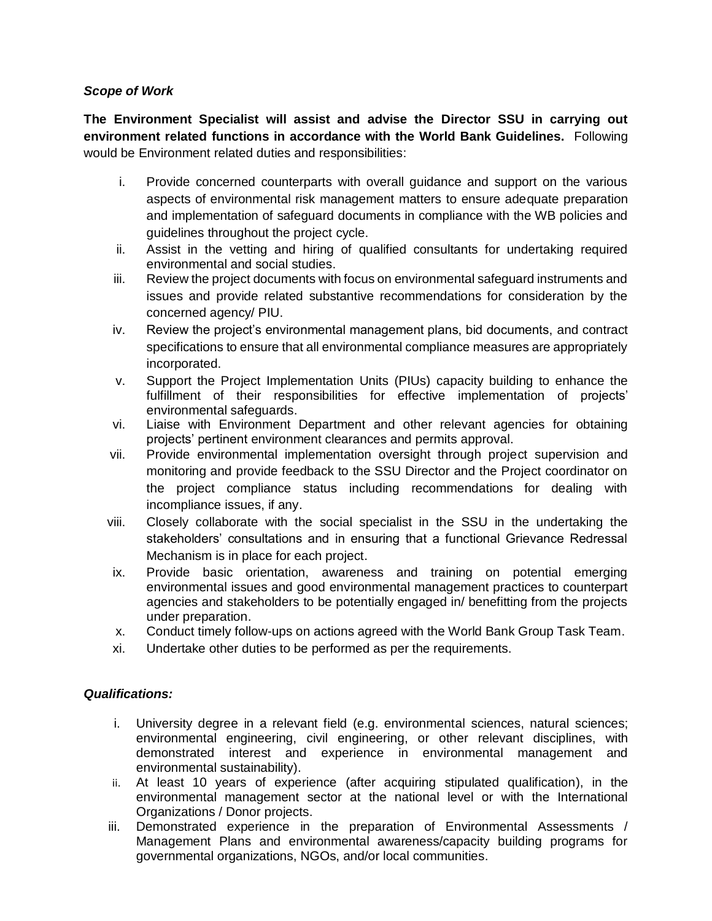***Scope of Work***

**The Environment Specialist will assist and advise the Director SSU in carrying out environment related functions in accordance with the World Bank Guidelines.** Following would be Environment related duties and responsibilities:

i. Provide concerned counterparts with overall guidance and support on the various aspects of environmental risk management matters to ensure adequate preparation and implementation of safeguard documents in compliance with the WB policies and guidelines throughout the project cycle.
ii. Assist in the vetting and hiring of qualified consultants for undertaking required environmental and social studies.
iii. Review the project documents with focus on environmental safeguard instruments and issues and provide related substantive recommendations for consideration by the concerned agency/ PIU.
iv. Review the project's environmental management plans, bid documents, and contract specifications to ensure that all environmental compliance measures are appropriately incorporated.
v. Support the Project Implementation Units (PIUs) capacity building to enhance the fulfillment of their responsibilities for effective implementation of projects' environmental safeguards.
vi. Liaise with Environment Department and other relevant agencies for obtaining projects' pertinent environment clearances and permits approval.
vii. Provide environmental implementation oversight through project supervision and monitoring and provide feedback to the SSU Director and the Project coordinator on the project compliance status including recommendations for dealing with incompliance issues, if any.
viii. Closely collaborate with the social specialist in the SSU in the undertaking the stakeholders' consultations and in ensuring that a functional Grievance Redressal Mechanism is in place for each project.
ix. Provide basic orientation, awareness and training on potential emerging environmental issues and good environmental management practices to counterpart agencies and stakeholders to be potentially engaged in/ benefitting from the projects under preparation.
x. Conduct timely follow-ups on actions agreed with the World Bank Group Task Team.
xi. Undertake other duties to be performed as per the requirements.

***Qualifications:***

i. University degree in a relevant field (e.g. environmental sciences, natural sciences; environmental engineering, civil engineering, or other relevant disciplines, with demonstrated interest and experience in environmental management and environmental sustainability).
ii. At least 10 years of experience (after acquiring stipulated qualification), in the environmental management sector at the national level or with the International Organizations / Donor projects.
iii. Demonstrated experience in the preparation of Environmental Assessments / Management Plans and environmental awareness/capacity building programs for governmental organizations, NGOs, and/or local communities.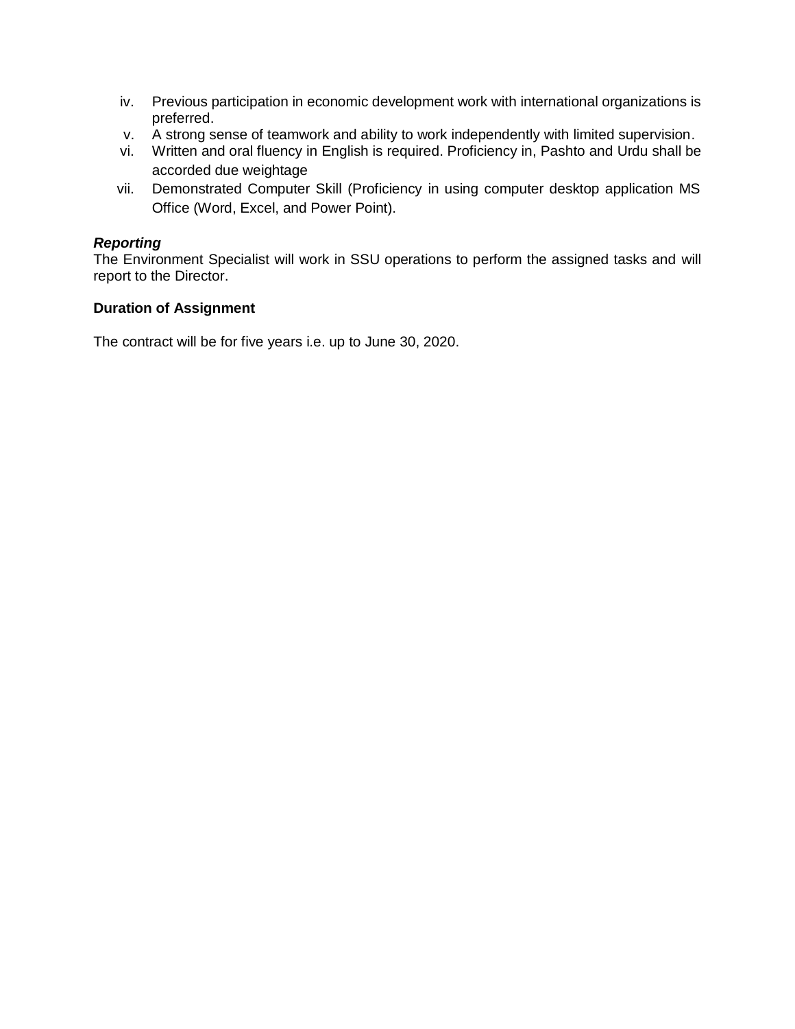iv. Previous participation in economic development work with international organizations is preferred.
v. A strong sense of teamwork and ability to work independently with limited supervision.
vi. Written and oral fluency in English is required. Proficiency in, Pashto and Urdu shall be accorded due weightage
vii. Demonstrated Computer Skill (Proficiency in using computer desktop application MS Office (Word, Excel, and Power Point).

***Reporting***

The Environment Specialist will work in SSU operations to perform the assigned tasks and will report to the Director.

**Duration of Assignment**

The contract will be for five years i.e. up to June 30, 2020.